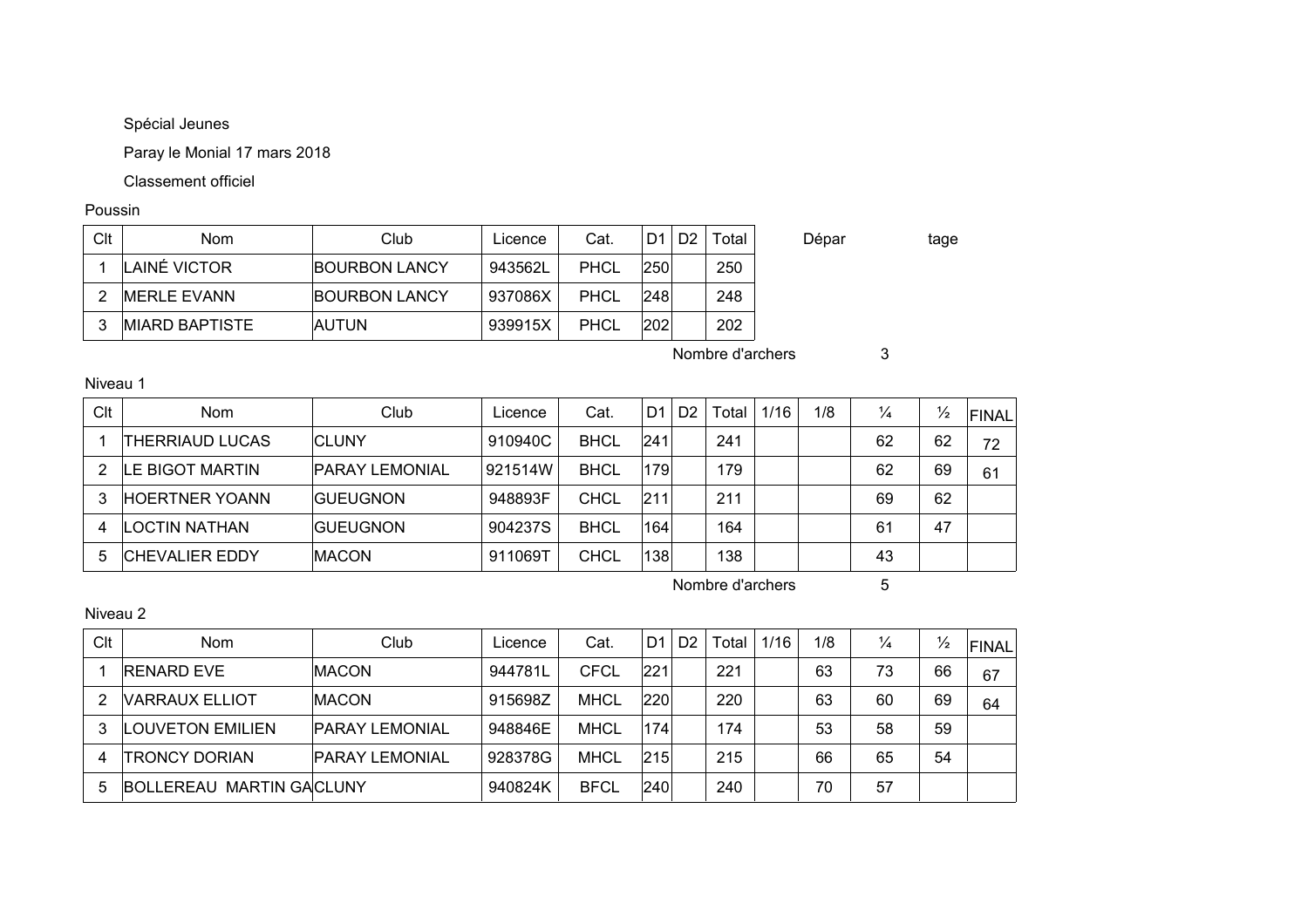Spécial Jeunes

Paray le Monial 17 mars 2018

Classement officiel

Poussin

| Clt | Nom | Club | Licence | Cat. | D1 | D2 | Total | Dépar | tage |
|---|---|---|---|---|---|---|---|---|---|
| 1 | LAINÉ VICTOR | BOURBON LANCY | 943562L | PHCL | 250 | | 250 | | |
| 2 | MERLE EVANN | BOURBON LANCY | 937086X | PHCL | 248 | | 248 | | |
| 3 | MIARD BAPTISTE | AUTUN | 939915X | PHCL | 202 | | 202 | | |

Nombre d'archers 3

Niveau 1

| Clt | Nom | Club | Licence | Cat. | D1 | D2 | Total | 1/16 | 1/8 | ¼ | ½ | FINAL |
|---|---|---|---|---|---|---|---|---|---|---|---|---|
| 1 | THERRIAUD LUCAS | CLUNY | 910940C | BHCL | 241 | | 241 | | | 62 | 62 | 72 |
| 2 | LE BIGOT MARTIN | PARAY LEMONIAL | 921514W | BHCL | 179 | | 179 | | | 62 | 69 | 61 |
| 3 | HOERTNER YOANN | GUEUGNON | 948893F | CHCL | 211 | | 211 | | | 69 | 62 | |
| 4 | LOCTIN NATHAN | GUEUGNON | 904237S | BHCL | 164 | | 164 | | | 61 | 47 | |
| 5 | CHEVALIER EDDY | MACON | 911069T | CHCL | 138 | | 138 | | | 43 | | |

Nombre d'archers 5

Niveau 2

| Clt | Nom | Club | Licence | Cat. | D1 | D2 | Total | 1/16 | 1/8 | ¼ | ½ | FINAL |
|---|---|---|---|---|---|---|---|---|---|---|---|---|
| 1 | RENARD EVE | MACON | 944781L | CFCL | 221 | | 221 | | 63 | 73 | 66 | 67 |
| 2 | VARRAUX ELLIOT | MACON | 915698Z | MHCL | 220 | | 220 | | 63 | 60 | 69 | 64 |
| 3 | LOUVETON EMILIEN | PARAY LEMONIAL | 948846E | MHCL | 174 | | 174 | | 53 | 58 | 59 | |
| 4 | TRONCY DORIAN | PARAY LEMONIAL | 928378G | MHCL | 215 | | 215 | | 66 | 65 | 54 | |
| 5 | BOLLEREAU MARTIN GA | CLUNY | 940824K | BFCL | 240 | | 240 | | 70 | 57 | | |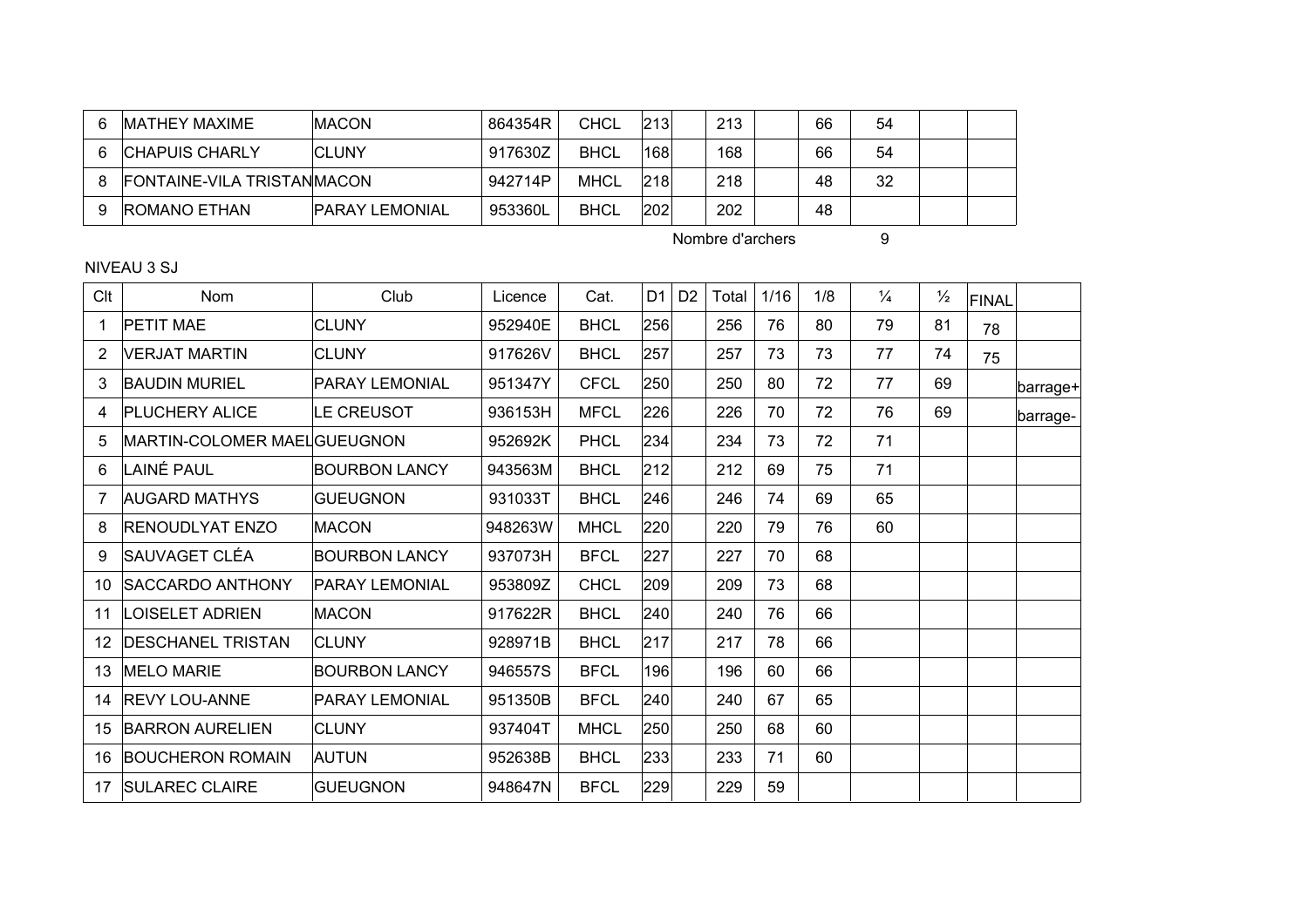| 6 | MATHEY MAXIME | MACON | 864354R | CHCL | 213 | | 213 | | 66 | 54 | | |
|---|---|---|---|---|---|---|---|---|---|---|---|---|
| 6 | CHAPUIS CHARLY | CLUNY | 917630Z | BHCL | 168 | | 168 | | 66 | 54 | | |
| 8 | FONTAINE-VILA TRISTAN | MACON | 942714P | MHCL | 218 | | 218 | | 48 | 32 | | |
| 9 | ROMANO ETHAN | PARAY LEMONIAL | 953360L | BHCL | 202 | | 202 | | 48 | | | |

Nombre d'archers 9

NIVEAU 3 SJ

| Clt | Nom | Club | Licence | Cat. | D1 | D2 | Total | 1/16 | 1/8 | ¼ | ½ | FINAL | |
|---|---|---|---|---|---|---|---|---|---|---|---|---|---|
| 1 | PETIT MAE | CLUNY | 952940E | BHCL | 256 | | 256 | 76 | 80 | 79 | 81 | 78 | |
| 2 | VERJAT MARTIN | CLUNY | 917626V | BHCL | 257 | | 257 | 73 | 73 | 77 | 74 | 75 | |
| 3 | BAUDIN MURIEL | PARAY LEMONIAL | 951347Y | CFCL | 250 | | 250 | 80 | 72 | 77 | 69 | | barrage+ |
| 4 | PLUCHERY ALICE | LE CREUSOT | 936153H | MFCL | 226 | | 226 | 70 | 72 | 76 | 69 | | barrage- |
| 5 | MARTIN-COLOMER MAEL | GUEUGNON | 952692K | PHCL | 234 | | 234 | 73 | 72 | 71 | | | |
| 6 | LAINÉ PAUL | BOURBON LANCY | 943563M | BHCL | 212 | | 212 | 69 | 75 | 71 | | | |
| 7 | AUGARD MATHYS | GUEUGNON | 931033T | BHCL | 246 | | 246 | 74 | 69 | 65 | | | |
| 8 | RENOUDLYAT ENZO | MACON | 948263W | MHCL | 220 | | 220 | 79 | 76 | 60 | | | |
| 9 | SAUVAGET CLÉA | BOURBON LANCY | 937073H | BFCL | 227 | | 227 | 70 | 68 | | | | |
| 10 | SACCARDO ANTHONY | PARAY LEMONIAL | 953809Z | CHCL | 209 | | 209 | 73 | 68 | | | | |
| 11 | LOISELET ADRIEN | MACON | 917622R | BHCL | 240 | | 240 | 76 | 66 | | | | |
| 12 | DESCHANEL TRISTAN | CLUNY | 928971B | BHCL | 217 | | 217 | 78 | 66 | | | | |
| 13 | MELO MARIE | BOURBON LANCY | 946557S | BFCL | 196 | | 196 | 60 | 66 | | | | |
| 14 | REVY LOU-ANNE | PARAY LEMONIAL | 951350B | BFCL | 240 | | 240 | 67 | 65 | | | | |
| 15 | BARRON AURELIEN | CLUNY | 937404T | MHCL | 250 | | 250 | 68 | 60 | | | | |
| 16 | BOUCHERON ROMAIN | AUTUN | 952638B | BHCL | 233 | | 233 | 71 | 60 | | | | |
| 17 | SULAREC CLAIRE | GUEUGNON | 948647N | BFCL | 229 | | 229 | 59 | | | | | |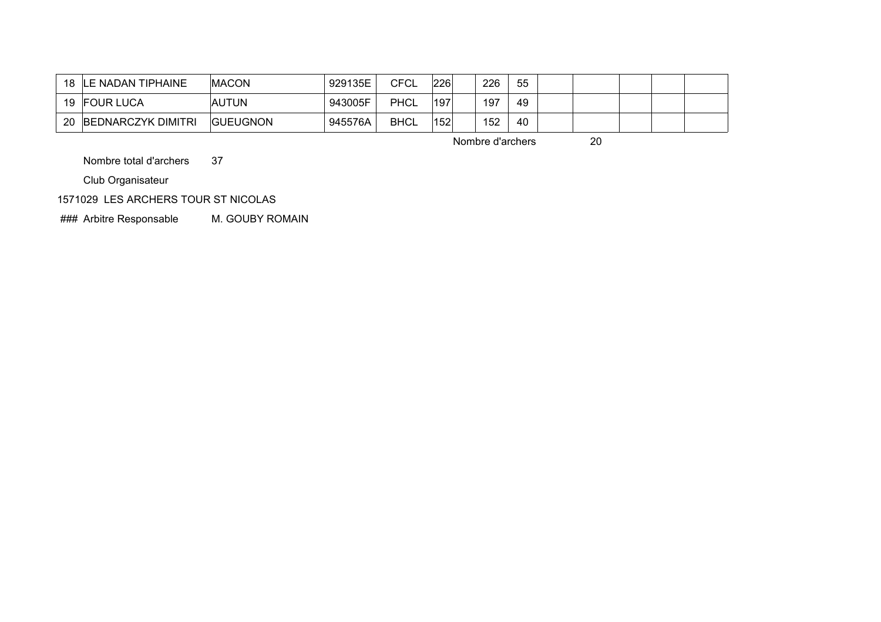| | | | | | | | | | | | | | | |
|---|---|---|---|---|---|---|---|---|---|---|---|---|---|---|
| 18 | LE NADAN TIPHAINE | MACON | 929135E | CFCL | 226 | | 226 | 55 | | | | | | |
| 19 | FOUR LUCA | AUTUN | 943005F | PHCL | 197 | | 197 | 49 | | | | | | |
| 20 | BEDNARCZYK DIMITRI | GUEUGNON | 945576A | BHCL | 152 | | 152 | 40 | | | | | | |

Nombre d'archers 20

Nombre total d'archers 37

Club Organisateur

1571029 LES ARCHERS TOUR ST NICOLAS

### Arbitre Responsable M. GOUBY ROMAIN